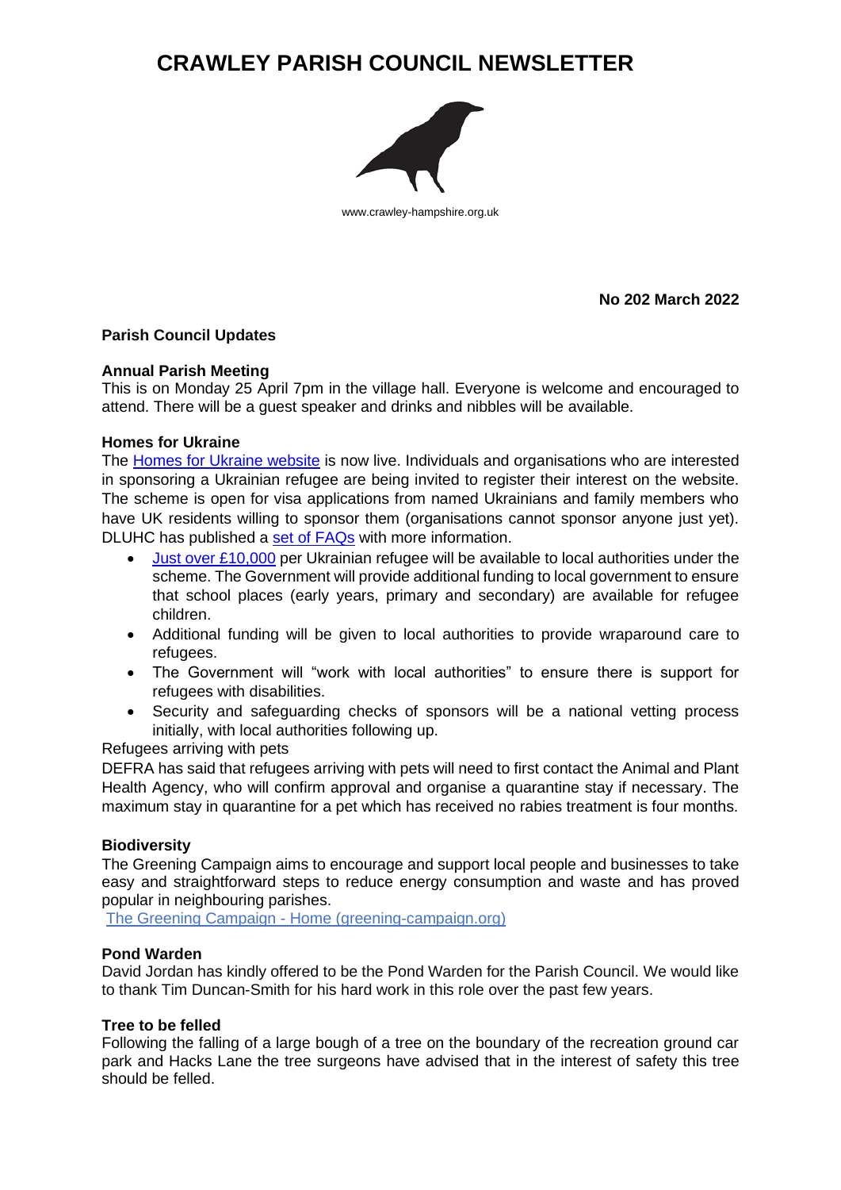# CRAWLEY PARISH COUNCIL NEWSLETTER

www.crawley-hampshire.org.uk

**No 202 March 2022**

## Parish Council Updates

### Annual Parish Meeting

This is on Monday 25 April 7pm in the village hall. Everyone is welcome and encouraged to attend. There will be a guest speaker and drinks and nibbles will be available.

### Homes for Ukraine

The Homes for Ukraine website is now live. Individuals and organisations who are interested in sponsoring a Ukrainian refugee are being invited to register their interest on the website. The scheme is open for visa applications from named Ukrainians and family members who have UK residents willing to sponsor them (organisations cannot sponsor anyone just yet). DLUHC has published a set of FAQs with more information.

- Just over £10,000 per Ukrainian refugee will be available to local authorities under the scheme. The Government will provide additional funding to local government to ensure that school places (early years, primary and secondary) are available for refugee children.
- Additional funding will be given to local authorities to provide wraparound care to refugees.
- The Government will "work with local authorities" to ensure there is support for refugees with disabilities.
- Security and safeguarding checks of sponsors will be a national vetting process initially, with local authorities following up.

Refugees arriving with pets

DEFRA has said that refugees arriving with pets will need to first contact the Animal and Plant Health Agency, who will confirm approval and organise a quarantine stay if necessary. The maximum stay in quarantine for a pet which has received no rabies treatment is four months.

### Biodiversity

The Greening Campaign aims to encourage and support local people and businesses to take easy and straightforward steps to reduce energy consumption and waste and has proved popular in neighbouring parishes.

The Greening Campaign - Home (greening-campaign.org)

### Pond Warden

David Jordan has kindly offered to be the Pond Warden for the Parish Council. We would like to thank Tim Duncan-Smith for his hard work in this role over the past few years.

### Tree to be felled

Following the falling of a large bough of a tree on the boundary of the recreation ground car park and Hacks Lane the tree surgeons have advised that in the interest of safety this tree should be felled.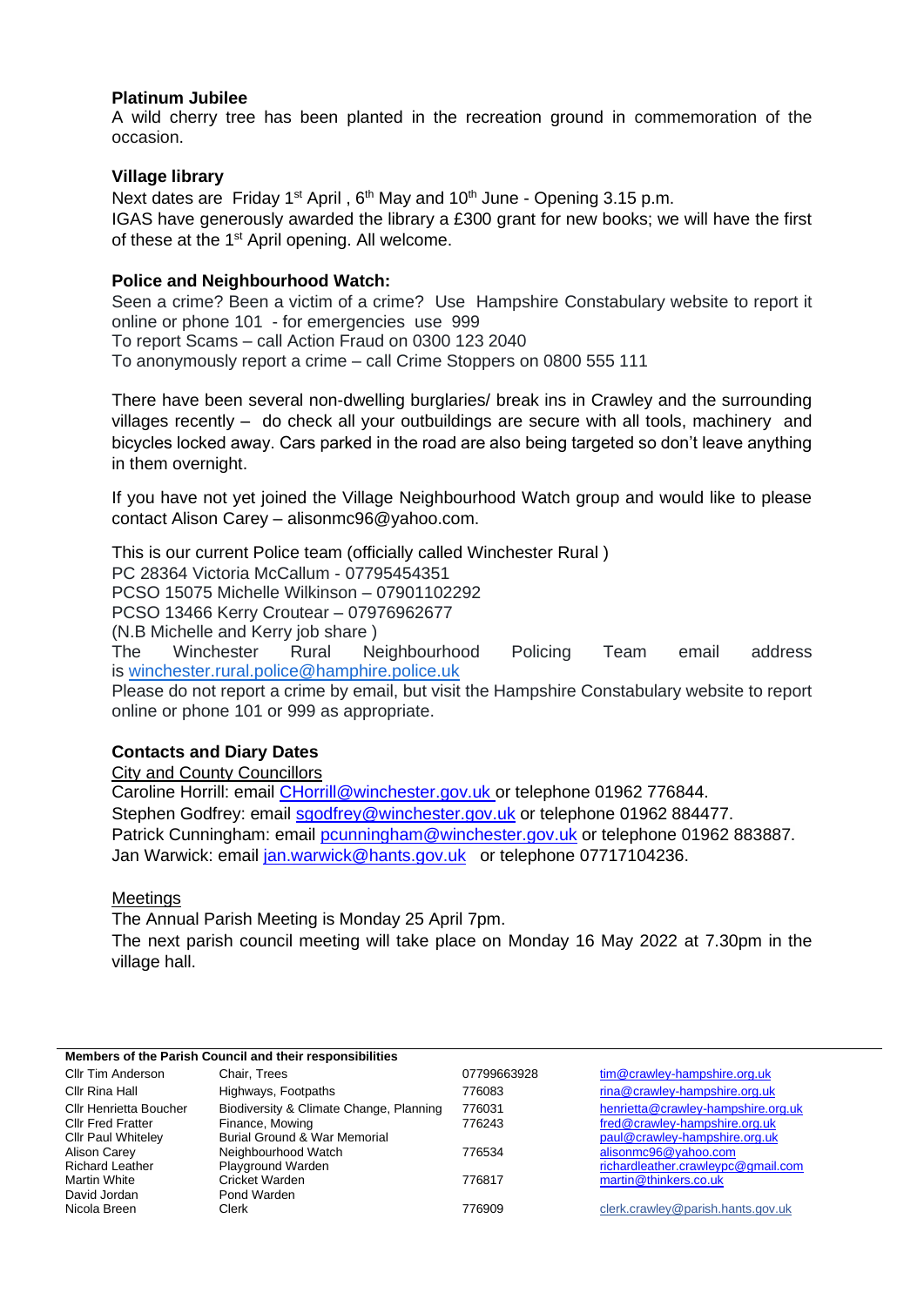**Platinum Jubilee**

A wild cherry tree has been planted in the recreation ground in commemoration of the occasion.

**Village library**

Next dates are Friday 1st April , 6th May and 10th June - Opening 3.15 p.m.
IGAS have generously awarded the library a £300 grant for new books; we will have the first of these at the 1st April opening. All welcome.

**Police and Neighbourhood Watch:**

Seen a crime? Been a victim of a crime? Use Hampshire Constabulary website to report it online or phone 101 - for emergencies use 999
To report Scams – call Action Fraud on 0300 123 2040
To anonymously report a crime – call Crime Stoppers on 0800 555 111

There have been several non-dwelling burglaries/ break ins in Crawley and the surrounding villages recently – do check all your outbuildings are secure with all tools, machinery and bicycles locked away. Cars parked in the road are also being targeted so don't leave anything in them overnight.

If you have not yet joined the Village Neighbourhood Watch group and would like to please contact Alison Carey – alisonmc96@yahoo.com.

This is our current Police team (officially called Winchester Rural )
PC 28364 Victoria McCallum - 07795454351
PCSO 15075 Michelle Wilkinson – 07901102292
PCSO 13466 Kerry Croutear – 07976962677
(N.B Michelle and Kerry job share )
The Winchester Rural Neighbourhood Policing Team email address is winchester.rural.police@hamphire.police.uk
Please do not report a crime by email, but visit the Hampshire Constabulary website to report online or phone 101 or 999 as appropriate.

**Contacts and Diary Dates**

City and County Councillors
Caroline Horrill: email CHorrill@winchester.gov.uk or telephone 01962 776844.
Stephen Godfrey: email sgodfrey@winchester.gov.uk or telephone 01962 884477.
Patrick Cunningham: email pcunningham@winchester.gov.uk or telephone 01962 883887.
Jan Warwick: email jan.warwick@hants.gov.uk or telephone 07717104236.

Meetings
The Annual Parish Meeting is Monday 25 April 7pm.
The next parish council meeting will take place on Monday 16 May 2022 at 7.30pm in the village hall.

**Members of the Parish Council and their responsibilities**

| | | | |
|---|---|---|---|
| Cllr Tim Anderson | Chair, Trees | 07799663928 | tim@crawley-hampshire.org.uk |
| Cllr Rina Hall | Highways, Footpaths | 776083 | rina@crawley-hampshire.org.uk |
| Cllr Henrietta Boucher | Biodiversity & Climate Change, Planning | 776031 | henrietta@crawley-hampshire.org.uk |
| Cllr Fred Fratter | Finance, Mowing | 776243 | fred@crawley-hampshire.org.uk |
| Cllr Paul Whiteley | Burial Ground & War Memorial | | paul@crawley-hampshire.org.uk |
| Alison Carey | Neighbourhood Watch | 776534 | alisonmc96@yahoo.com |
| Richard Leather | Playground Warden | | richardleather.crawleypc@gmail.com |
| Martin White | Cricket Warden | 776817 | martin@thinkers.co.uk |
| David Jordan | Pond Warden | | |
| Nicola Breen | Clerk | 776909 | clerk.crawley@parish.hants.gov.uk |